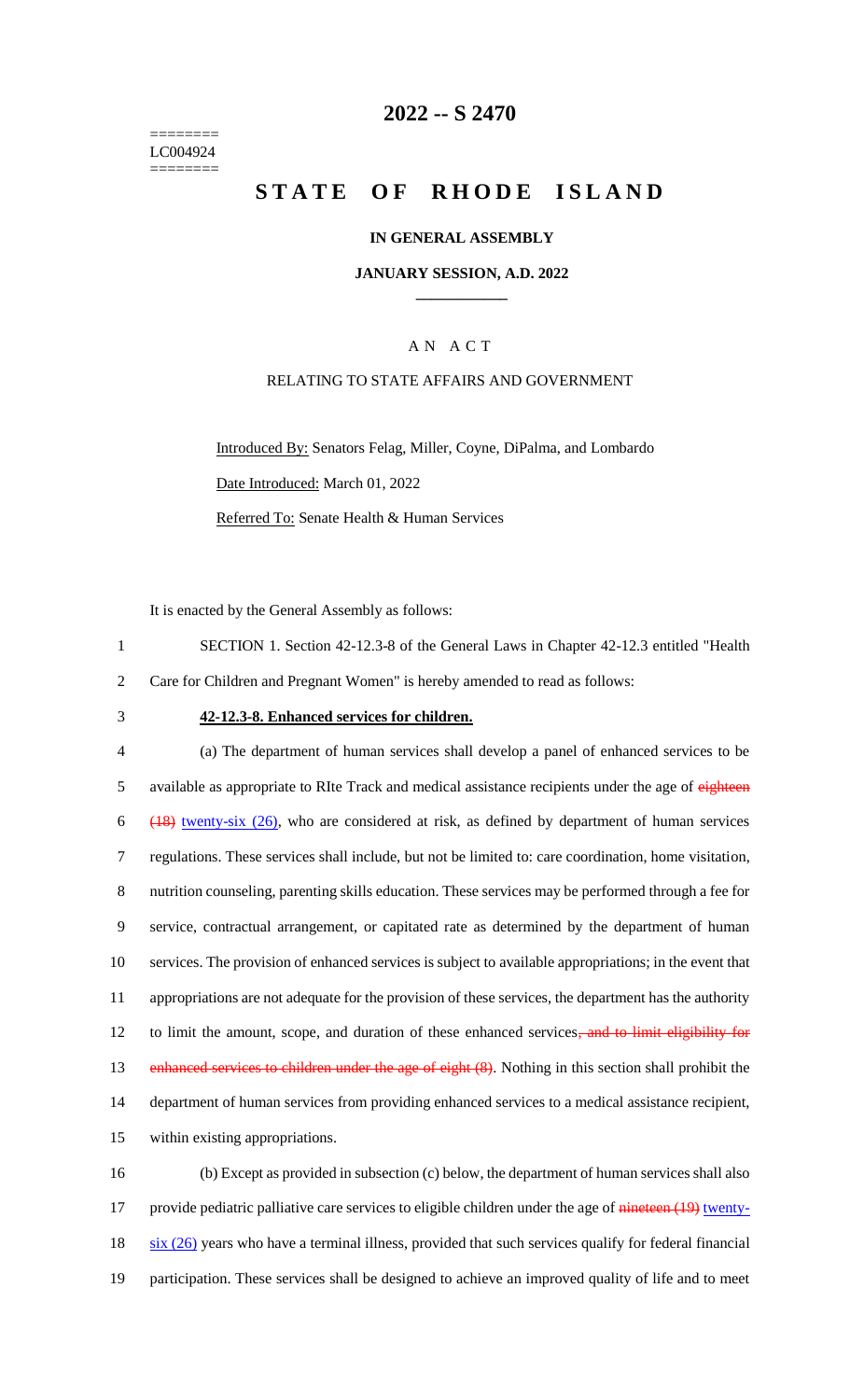========
LC004924
========

# 2022 -- S 2470

# STATE OF RHODE ISLAND

**IN GENERAL ASSEMBLY**

**JANUARY SESSION, A.D. 2022**

A N A C T

RELATING TO STATE AFFAIRS AND GOVERNMENT

Introduced By: Senators Felag, Miller, Coyne, DiPalma, and Lombardo

Date Introduced: March 01, 2022

Referred To: Senate Health & Human Services

It is enacted by the General Assembly as follows:

1 SECTION 1. Section 42-12.3-8 of the General Laws in Chapter 42-12.3 entitled "Health
2 Care for Children and Pregnant Women" is hereby amended to read as follows:

3 **42-12.3-8. Enhanced services for children.**

4 (a) The department of human services shall develop a panel of enhanced services to be
5 available as appropriate to RIte Track and medical assistance recipients under the age of ~~eighteen~~
6 ~~(18)~~ twenty-six (26), who are considered at risk, as defined by department of human services
7 regulations. These services shall include, but not be limited to: care coordination, home visitation,
8 nutrition counseling, parenting skills education. These services may be performed through a fee for
9 service, contractual arrangement, or capitated rate as determined by the department of human
10 services. The provision of enhanced services is subject to available appropriations; in the event that
11 appropriations are not adequate for the provision of these services, the department has the authority
12 to limit the amount, scope, and duration of these enhanced services~~, and to limit eligibility for~~
13 ~~enhanced services to children under the age of eight (8)~~. Nothing in this section shall prohibit the
14 department of human services from providing enhanced services to a medical assistance recipient,
15 within existing appropriations.

16 (b) Except as provided in subsection (c) below, the department of human services shall also
17 provide pediatric palliative care services to eligible children under the age of ~~nineteen (19)~~ twenty-
18 six (26) years who have a terminal illness, provided that such services qualify for federal financial
19 participation. These services shall be designed to achieve an improved quality of life and to meet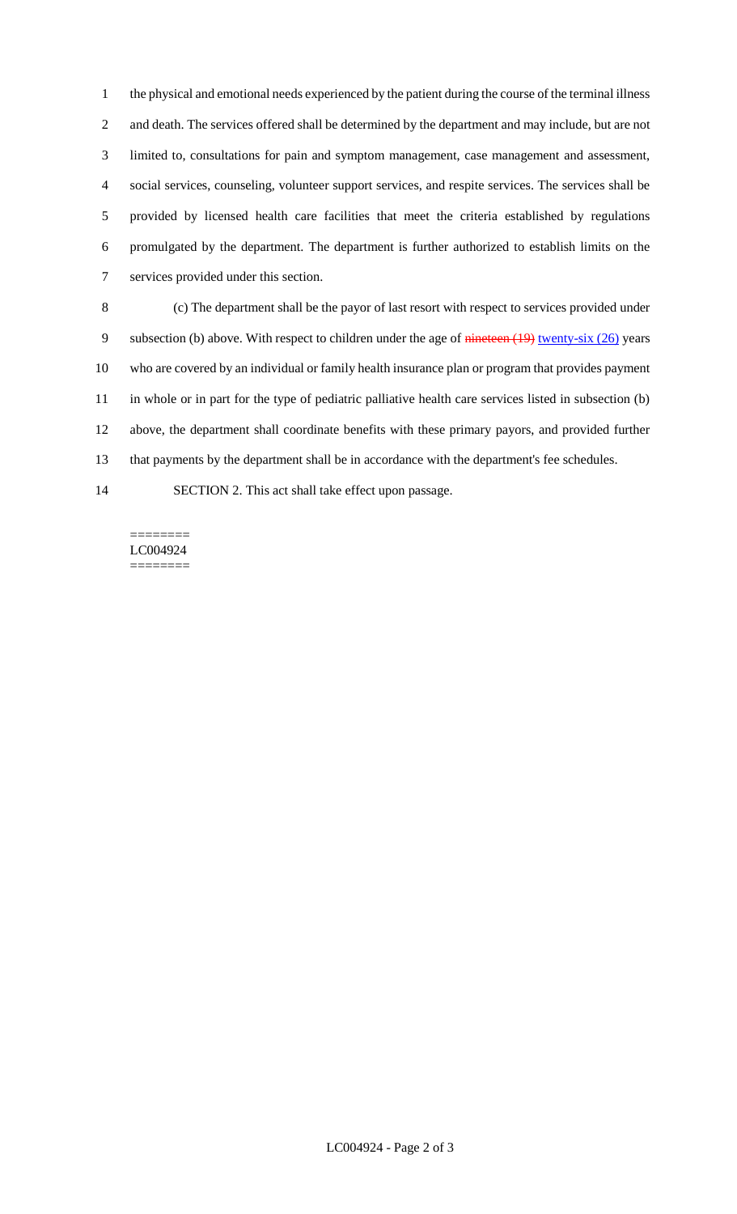the physical and emotional needs experienced by the patient during the course of the terminal illness and death. The services offered shall be determined by the department and may include, but are not limited to, consultations for pain and symptom management, case management and assessment, social services, counseling, volunteer support services, and respite services. The services shall be provided by licensed health care facilities that meet the criteria established by regulations promulgated by the department. The department is further authorized to establish limits on the services provided under this section.

(c) The department shall be the payor of last resort with respect to services provided under subsection (b) above. With respect to children under the age of ~~nineteen (19)~~ twenty-six (26) years who are covered by an individual or family health insurance plan or program that provides payment in whole or in part for the type of pediatric palliative health care services listed in subsection (b) above, the department shall coordinate benefits with these primary payors, and provided further that payments by the department shall be in accordance with the department's fee schedules.

SECTION 2. This act shall take effect upon passage.

========
LC004924
========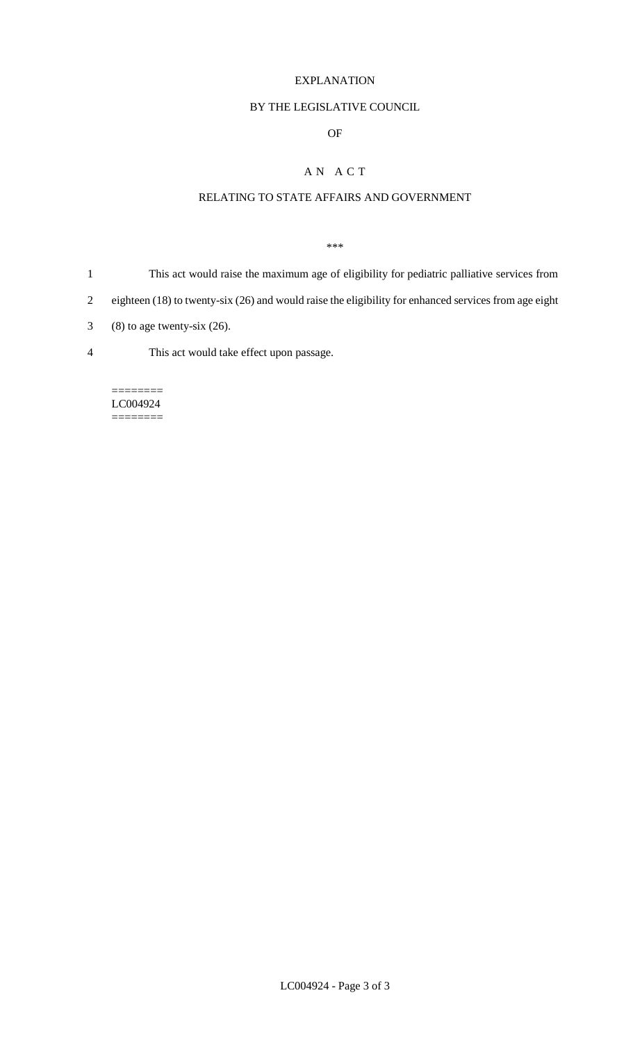EXPLANATION

BY THE LEGISLATIVE COUNCIL

OF

A N  A C T

RELATING TO STATE AFFAIRS AND GOVERNMENT

\*\*\*

This act would raise the maximum age of eligibility for pediatric palliative services from eighteen (18) to twenty-six (26) and would raise the eligibility for enhanced services from age eight (8) to age twenty-six (26).

This act would take effect upon passage.

========
LC004924
========